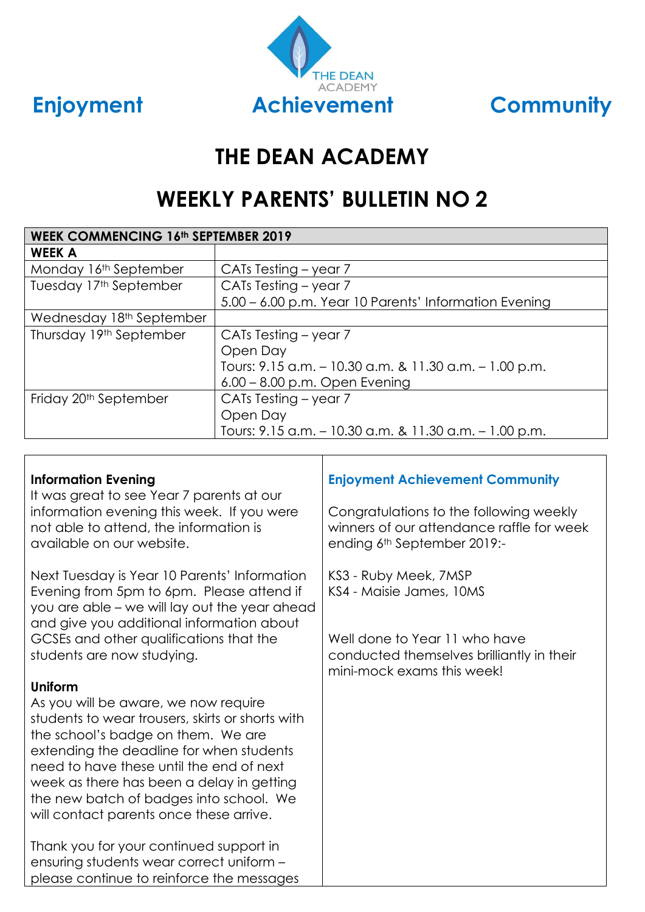**Enjoyment** **Achievement** **Community**

THE DEAN ACADEMY

# THE DEAN ACADEMY

## WEEKLY PARENTS' BULLETIN NO 2

| WEEK COMMENCING 16th SEPTEMBER 2019 | |
|---|---|
| **WEEK A** | |
| Monday 16th September | CATs Testing – year 7 |
| Tuesday 17th September | CATs Testing – year 7<br>5.00 – 6.00 p.m. Year 10 Parents' Information Evening |
| Wednesday 18th September | |
| Thursday 19th September | CATs Testing – year 7<br>Open Day<br>Tours: 9.15 a.m. – 10.30 a.m. & 11.30 a.m. – 1.00 p.m.<br>6.00 – 8.00 p.m. Open Evening |
| Friday 20th September | CATs Testing – year 7<br>Open Day<br>Tours: 9.15 a.m. – 10.30 a.m. & 11.30 a.m. – 1.00 p.m. |

**Information Evening**
It was great to see Year 7 parents at our information evening this week. If you were not able to attend, the information is available on our website.

Next Tuesday is Year 10 Parents' Information Evening from 5pm to 6pm. Please attend if you are able – we will lay out the year ahead and give you additional information about GCSEs and other qualifications that the students are now studying.

**Uniform**
As you will be aware, we now require students to wear trousers, skirts or shorts with the school's badge on them. We are extending the deadline for when students need to have these until the end of next week as there has been a delay in getting the new batch of badges into school. We will contact parents once these arrive.

Thank you for your continued support in ensuring students wear correct uniform – please continue to reinforce the messages

**Enjoyment Achievement Community**

Congratulations to the following weekly winners of our attendance raffle for week ending 6th September 2019:-

KS3 - Ruby Meek, 7MSP
KS4 - Maisie James, 10MS

Well done to Year 11 who have conducted themselves brilliantly in their mini-mock exams this week!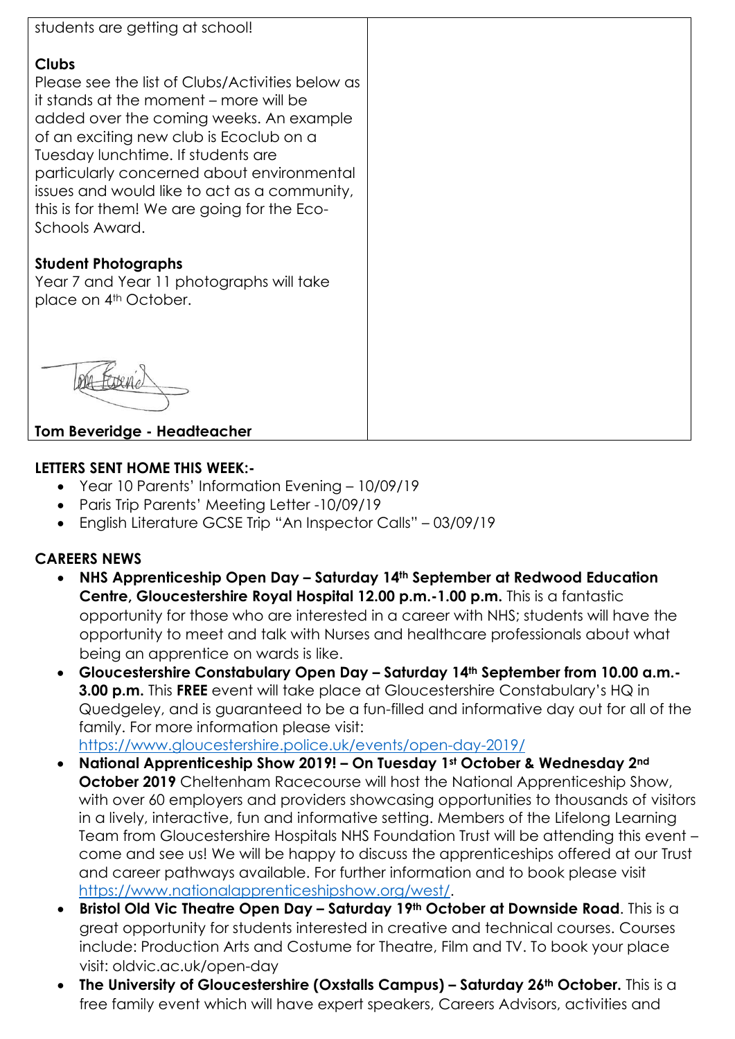students are getting at school!

**Clubs**
Please see the list of Clubs/Activities below as it stands at the moment – more will be added over the coming weeks. An example of an exciting new club is Ecoclub on a Tuesday lunchtime. If students are particularly concerned about environmental issues and would like to act as a community, this is for them! We are going for the Eco-Schools Award.

**Student Photographs**
Year 7 and Year 11 photographs will take place on 4th October.

**Tom Beveridge - Headteacher**

**LETTERS SENT HOME THIS WEEK:-**

- Year 10 Parents' Information Evening – 10/09/19
- Paris Trip Parents' Meeting Letter -10/09/19
- English Literature GCSE Trip "An Inspector Calls" – 03/09/19

**CAREERS NEWS**

- **NHS Apprenticeship Open Day – Saturday 14th September at Redwood Education Centre, Gloucestershire Royal Hospital 12.00 p.m.-1.00 p.m.** This is a fantastic opportunity for those who are interested in a career with NHS; students will have the opportunity to meet and talk with Nurses and healthcare professionals about what being an apprentice on wards is like.
- **Gloucestershire Constabulary Open Day – Saturday 14th September from 10.00 a.m.-3.00 p.m.** This **FREE** event will take place at Gloucestershire Constabulary's HQ in Quedgeley, and is guaranteed to be a fun-filled and informative day out for all of the family. For more information please visit: https://www.gloucestershire.police.uk/events/open-day-2019/
- **National Apprenticeship Show 2019! – On Tuesday 1st October & Wednesday 2nd October 2019** Cheltenham Racecourse will host the National Apprenticeship Show, with over 60 employers and providers showcasing opportunities to thousands of visitors in a lively, interactive, fun and informative setting. Members of the Lifelong Learning Team from Gloucestershire Hospitals NHS Foundation Trust will be attending this event – come and see us! We will be happy to discuss the apprenticeships offered at our Trust and career pathways available. For further information and to book please visit https://www.nationalapprenticeshipshow.org/west/.
- **Bristol Old Vic Theatre Open Day – Saturday 19th October at Downside Road**. This is a great opportunity for students interested in creative and technical courses. Courses include: Production Arts and Costume for Theatre, Film and TV. To book your place visit: oldvic.ac.uk/open-day
- **The University of Gloucestershire (Oxstalls Campus) – Saturday 26th October.** This is a free family event which will have expert speakers, Careers Advisors, activities and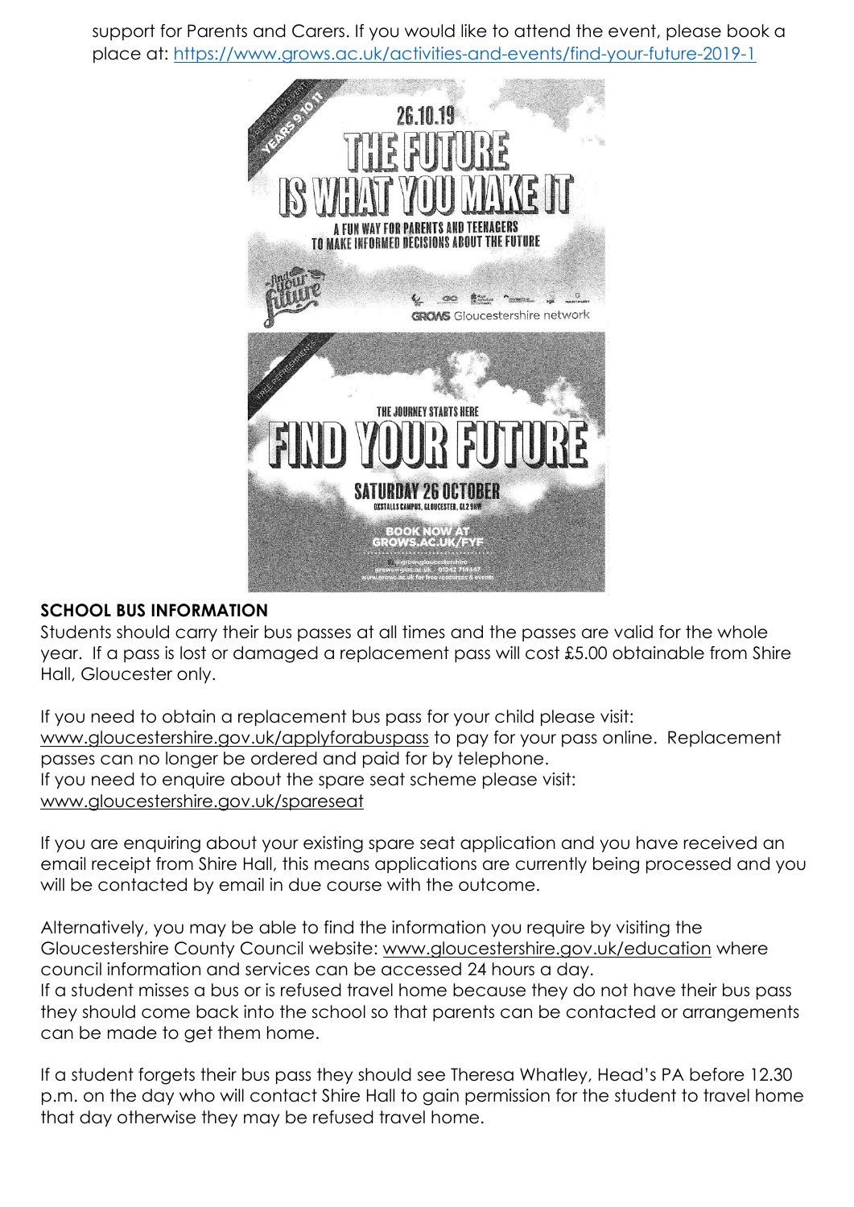support for Parents and Carers. If you would like to attend the event, please book a place at: https://www.grows.ac.uk/activities-and-events/find-your-future-2019-1

YEARS 9 10 11

26.10.19

THE FUTURE IS WHAT YOU MAKE IT

A FUN WAY FOR PARENTS AND TEENAGERS TO MAKE INFORMED DECISIONS ABOUT THE FUTURE

find your future

GROWS Gloucestershire network

FREE REFRESHMENTS

THE JOURNEY STARTS HERE

FIND YOUR FUTURE

SATURDAY 26 OCTOBER

OXSTALLS CAMPUS, GLOUCESTER, GL2 9HW

BOOK NOW AT GROWS.AC.UK/FYF

## SCHOOL BUS INFORMATION

Students should carry their bus passes at all times and the passes are valid for the whole year. If a pass is lost or damaged a replacement pass will cost £5.00 obtainable from Shire Hall, Gloucester only.

If you need to obtain a replacement bus pass for your child please visit: www.gloucestershire.gov.uk/applyforabuspass to pay for your pass online. Replacement passes can no longer be ordered and paid for by telephone.
If you need to enquire about the spare seat scheme please visit: www.gloucestershire.gov.uk/spareseat

If you are enquiring about your existing spare seat application and you have received an email receipt from Shire Hall, this means applications are currently being processed and you will be contacted by email in due course with the outcome.

Alternatively, you may be able to find the information you require by visiting the Gloucestershire County Council website: www.gloucestershire.gov.uk/education where council information and services can be accessed 24 hours a day.
If a student misses a bus or is refused travel home because they do not have their bus pass they should come back into the school so that parents can be contacted or arrangements can be made to get them home.

If a student forgets their bus pass they should see Theresa Whatley, Head's PA before 12.30 p.m. on the day who will contact Shire Hall to gain permission for the student to travel home that day otherwise they may be refused travel home.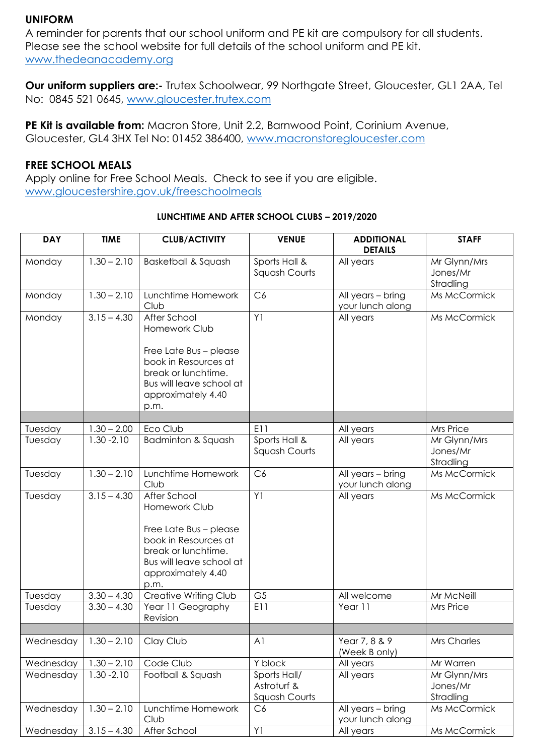## UNIFORM

A reminder for parents that our school uniform and PE kit are compulsory for all students. Please see the school website for full details of the school uniform and PE kit. www.thedeanacademy.org

**Our uniform suppliers are:-** Trutex Schoolwear, 99 Northgate Street, Gloucester, GL1 2AA, Tel No: 0845 521 0645, www.gloucester.trutex.com

**PE Kit is available from:** Macron Store, Unit 2.2, Barnwood Point, Corinium Avenue, Gloucester, GL4 3HX Tel No: 01452 386400, www.macronstoregloucester.com

## FREE SCHOOL MEALS

Apply online for Free School Meals. Check to see if you are eligible. www.gloucestershire.gov.uk/freeschoolmeals

**LUNCHTIME AND AFTER SCHOOL CLUBS – 2019/2020**

| DAY | TIME | CLUB/ACTIVITY | VENUE | ADDITIONAL DETAILS | STAFF |
|---|---|---|---|---|---|
| Monday | 1.30 – 2.10 | Basketball & Squash | Sports Hall & Squash Courts | All years | Mr Glynn/Mrs Jones/Mr Stradling |
| Monday | 1.30 – 2.10 | Lunchtime Homework Club | C6 | All years – bring your lunch along | Ms McCormick |
| Monday | 3.15 – 4.30 | After School Homework Club<br><br>Free Late Bus – please book in Resources at break or lunchtime. Bus will leave school at approximately 4.40 p.m. | Y1 | All years | Ms McCormick |
| | | | | | |
| Tuesday | 1.30 – 2.00 | Eco Club | E11 | All years | Mrs Price |
| Tuesday | 1.30 -2.10 | Badminton & Squash | Sports Hall & Squash Courts | All years | Mr Glynn/Mrs Jones/Mr Stradling |
| Tuesday | 1.30 – 2.10 | Lunchtime Homework Club | C6 | All years – bring your lunch along | Ms McCormick |
| Tuesday | 3.15 – 4.30 | After School Homework Club<br><br>Free Late Bus – please book in Resources at break or lunchtime. Bus will leave school at approximately 4.40 p.m. | Y1 | All years | Ms McCormick |
| Tuesday | 3.30 – 4.30 | Creative Writing Club | G5 | All welcome | Mr McNeill |
| Tuesday | 3.30 – 4.30 | Year 11 Geography Revision | E11 | Year 11 | Mrs Price |
| | | | | | |
| Wednesday | 1.30 – 2.10 | Clay Club | A1 | Year 7, 8 & 9 (Week B only) | Mrs Charles |
| Wednesday | 1.30 – 2.10 | Code Club | Y block | All years | Mr Warren |
| Wednesday | 1.30 -2.10 | Football & Squash | Sports Hall/ Astroturf & Squash Courts | All years | Mr Glynn/Mrs Jones/Mr Stradling |
| Wednesday | 1.30 – 2.10 | Lunchtime Homework Club | C6 | All years – bring your lunch along | Ms McCormick |
| Wednesday | 3.15 – 4.30 | After School | Y1 | All years | Ms McCormick |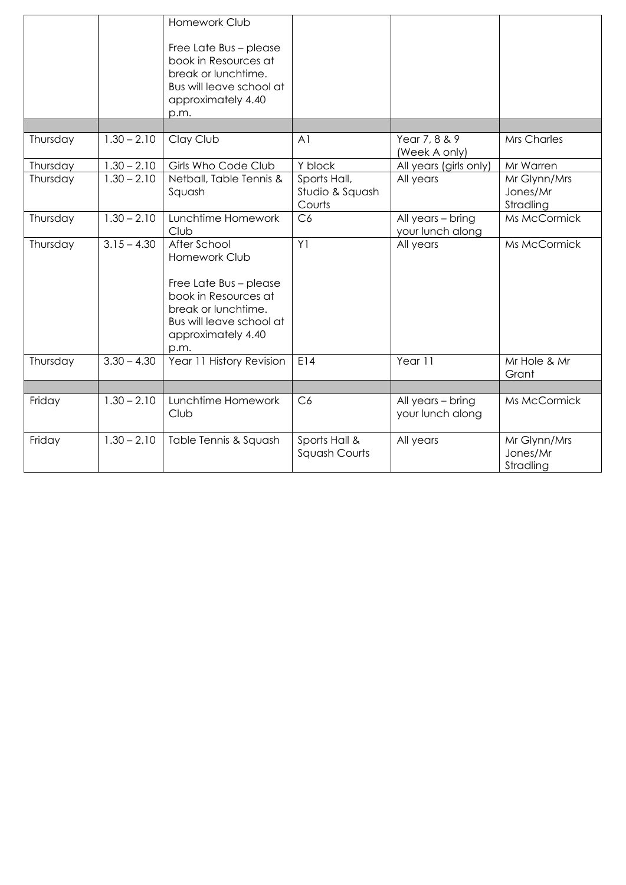| | | | | | |
|---|---|---|---|---|---|
| | | Homework Club<br><br>Free Late Bus – please book in Resources at break or lunchtime. Bus will leave school at approximately 4.40 p.m. | | | |
| | | | | | |
| Thursday | 1.30 – 2.10 | Clay Club | A1 | Year 7, 8 & 9 (Week A only) | Mrs Charles |
| Thursday | 1.30 – 2.10 | Girls Who Code Club | Y block | All years (girls only) | Mr Warren |
| Thursday | 1.30 – 2.10 | Netball, Table Tennis & Squash | Sports Hall, Studio & Squash Courts | All years | Mr Glynn/Mrs Jones/Mr Stradling |
| Thursday | 1.30 – 2.10 | Lunchtime Homework Club | C6 | All years – bring your lunch along | Ms McCormick |
| Thursday | 3.15 – 4.30 | After School Homework Club<br><br>Free Late Bus – please book in Resources at break or lunchtime. Bus will leave school at approximately 4.40 p.m. | Y1 | All years | Ms McCormick |
| Thursday | 3.30 – 4.30 | Year 11 History Revision | E14 | Year 11 | Mr Hole & Mr Grant |
| | | | | | |
| Friday | 1.30 – 2.10 | Lunchtime Homework Club | C6 | All years – bring your lunch along | Ms McCormick |
| Friday | 1.30 – 2.10 | Table Tennis & Squash | Sports Hall & Squash Courts | All years | Mr Glynn/Mrs Jones/Mr Stradling |